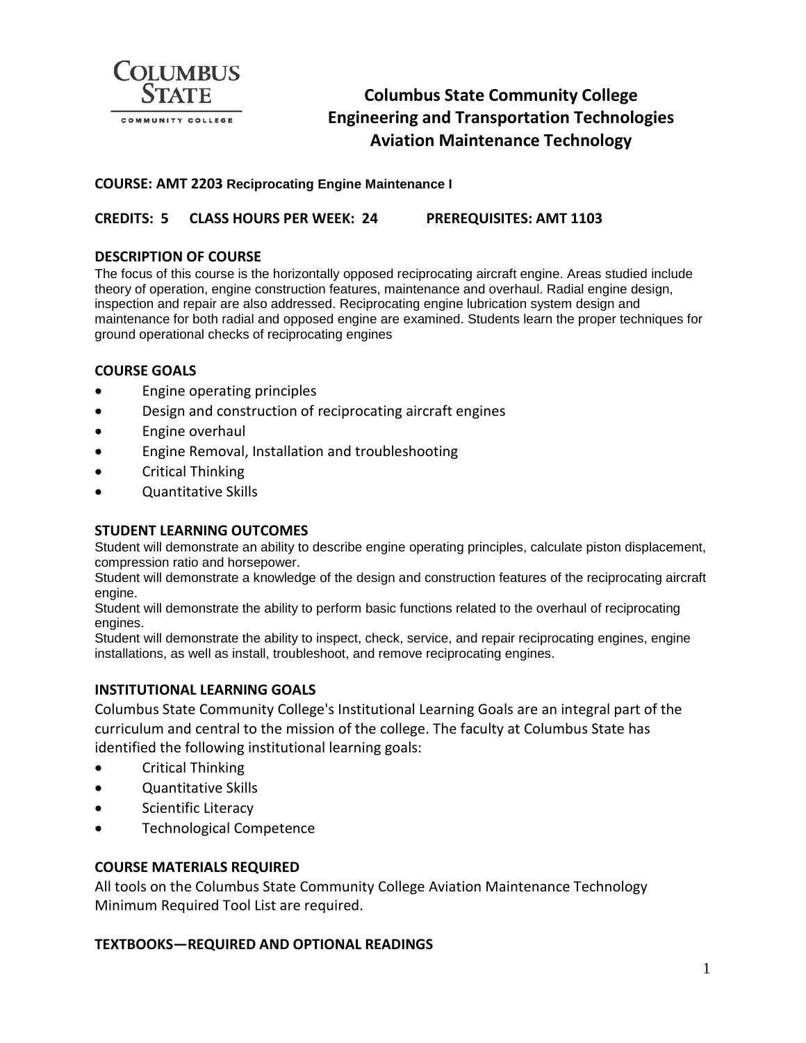# Columbus State Community College
# Engineering and Transportation Technologies
# Aviation Maintenance Technology

**COURSE: AMT 2203 Reciprocating Engine Maintenance I**

**CREDITS: 5 CLASS HOURS PER WEEK: 24 PREREQUISITES: AMT 1103**

## DESCRIPTION OF COURSE

The focus of this course is the horizontally opposed reciprocating aircraft engine. Areas studied include theory of operation, engine construction features, maintenance and overhaul. Radial engine design, inspection and repair are also addressed. Reciprocating engine lubrication system design and maintenance for both radial and opposed engine are examined. Students learn the proper techniques for ground operational checks of reciprocating engines

## COURSE GOALS

- Engine operating principles
- Design and construction of reciprocating aircraft engines
- Engine overhaul
- Engine Removal, Installation and troubleshooting
- Critical Thinking
- Quantitative Skills

## STUDENT LEARNING OUTCOMES

Student will demonstrate an ability to describe engine operating principles, calculate piston displacement, compression ratio and horsepower.

Student will demonstrate a knowledge of the design and construction features of the reciprocating aircraft engine.

Student will demonstrate the ability to perform basic functions related to the overhaul of reciprocating engines.

Student will demonstrate the ability to inspect, check, service, and repair reciprocating engines, engine installations, as well as install, troubleshoot, and remove reciprocating engines.

## INSTITUTIONAL LEARNING GOALS

Columbus State Community College's Institutional Learning Goals are an integral part of the curriculum and central to the mission of the college. The faculty at Columbus State has identified the following institutional learning goals:

- Critical Thinking
- Quantitative Skills
- Scientific Literacy
- Technological Competence

## COURSE MATERIALS REQUIRED

All tools on the Columbus State Community College Aviation Maintenance Technology Minimum Required Tool List are required.

## TEXTBOOKS—REQUIRED AND OPTIONAL READINGS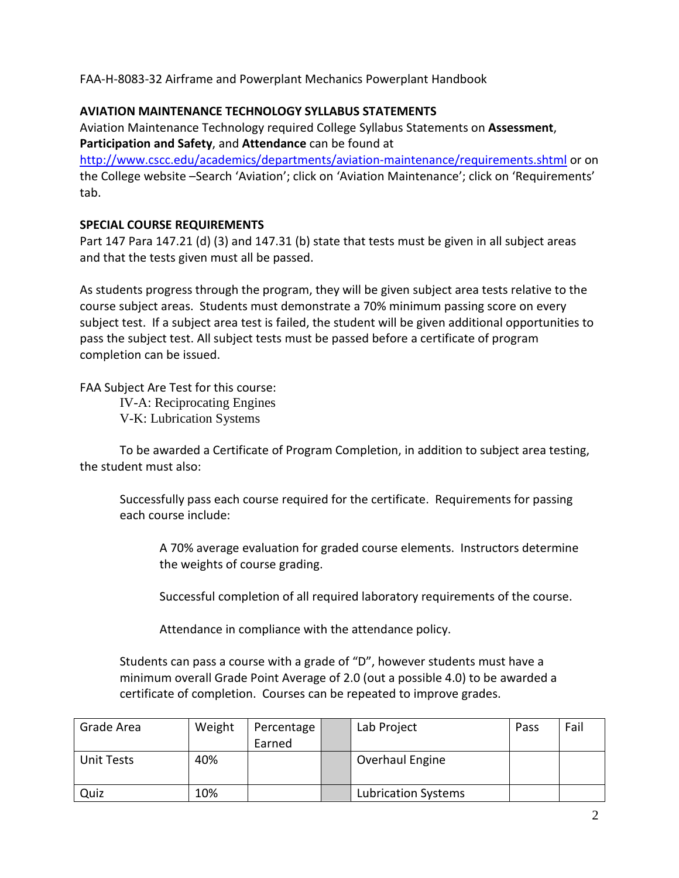FAA-H-8083-32 Airframe and Powerplant Mechanics Powerplant Handbook

**AVIATION MAINTENANCE TECHNOLOGY SYLLABUS STATEMENTS**

Aviation Maintenance Technology required College Syllabus Statements on **Assessment**, **Participation and Safety**, and **Attendance** can be found at http://www.cscc.edu/academics/departments/aviation-maintenance/requirements.shtml or on the College website –Search 'Aviation'; click on 'Aviation Maintenance'; click on 'Requirements' tab.

**SPECIAL COURSE REQUIREMENTS**

Part 147 Para 147.21 (d) (3) and 147.31 (b) state that tests must be given in all subject areas and that the tests given must all be passed.

As students progress through the program, they will be given subject area tests relative to the course subject areas. Students must demonstrate a 70% minimum passing score on every subject test. If a subject area test is failed, the student will be given additional opportunities to pass the subject test. All subject tests must be passed before a certificate of program completion can be issued.

FAA Subject Are Test for this course:

IV-A: Reciprocating Engines
V-K: Lubrication Systems

To be awarded a Certificate of Program Completion, in addition to subject area testing, the student must also:

Successfully pass each course required for the certificate. Requirements for passing each course include:

A 70% average evaluation for graded course elements. Instructors determine the weights of course grading.

Successful completion of all required laboratory requirements of the course.

Attendance in compliance with the attendance policy.

Students can pass a course with a grade of "D", however students must have a minimum overall Grade Point Average of 2.0 (out a possible 4.0) to be awarded a certificate of completion. Courses can be repeated to improve grades.

| Grade Area | Weight | Percentage Earned | | Lab Project | Pass | Fail |
|---|---|---|---|---|---|---|
| Unit Tests | 40% | | | Overhaul Engine | | |
| Quiz | 10% | | | Lubrication Systems | | |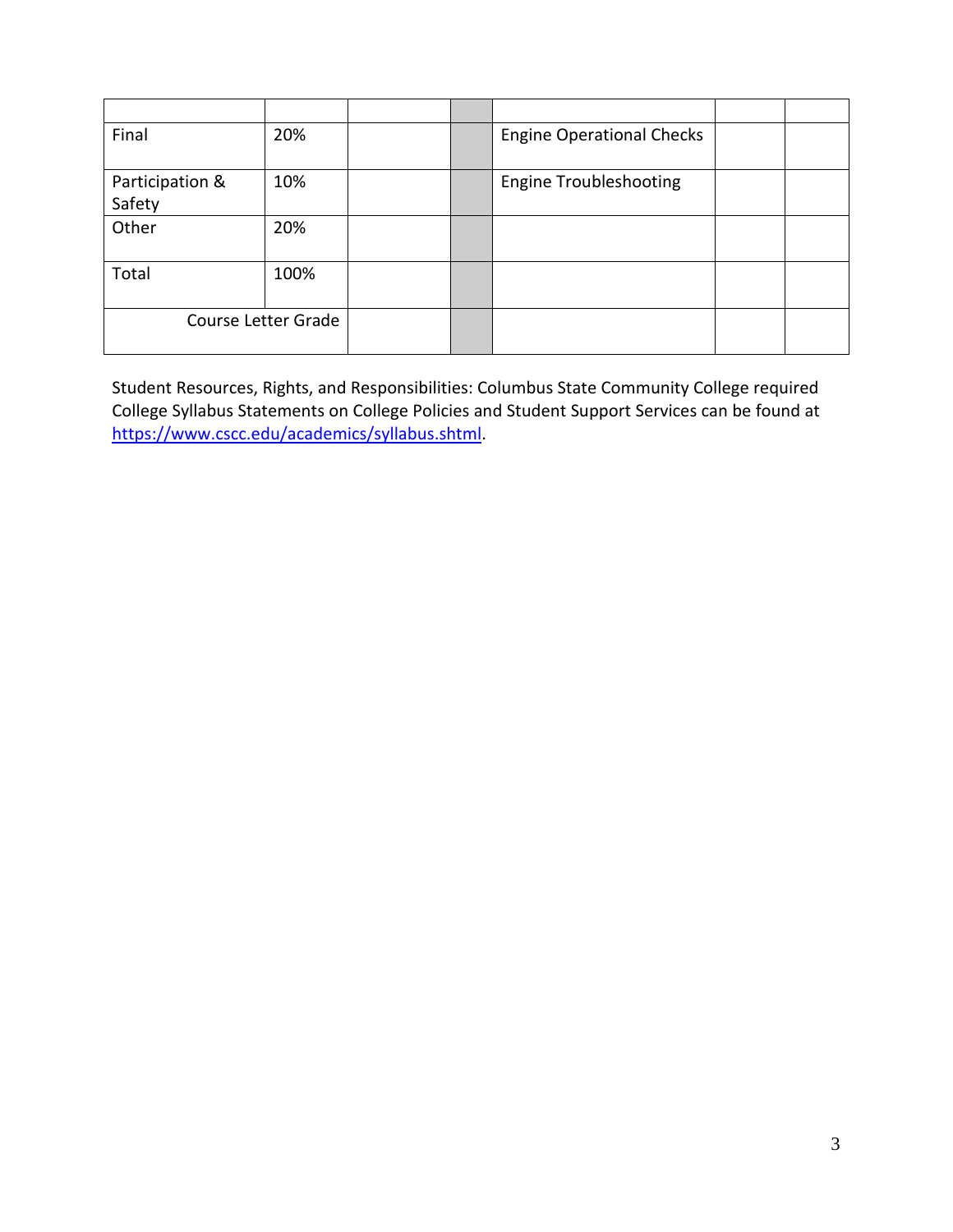| | | | | | | |
|---|---|---|---|---|---|---|
| Final | 20% | | | Engine Operational Checks | | |
| Participation & Safety | 10% | | | Engine Troubleshooting | | |
| Other | 20% | | | | | |
| Total | 100% | | | | | |
| Course Letter Grade | | | | | | |

Student Resources, Rights, and Responsibilities: Columbus State Community College required College Syllabus Statements on College Policies and Student Support Services can be found at https://www.cscc.edu/academics/syllabus.shtml.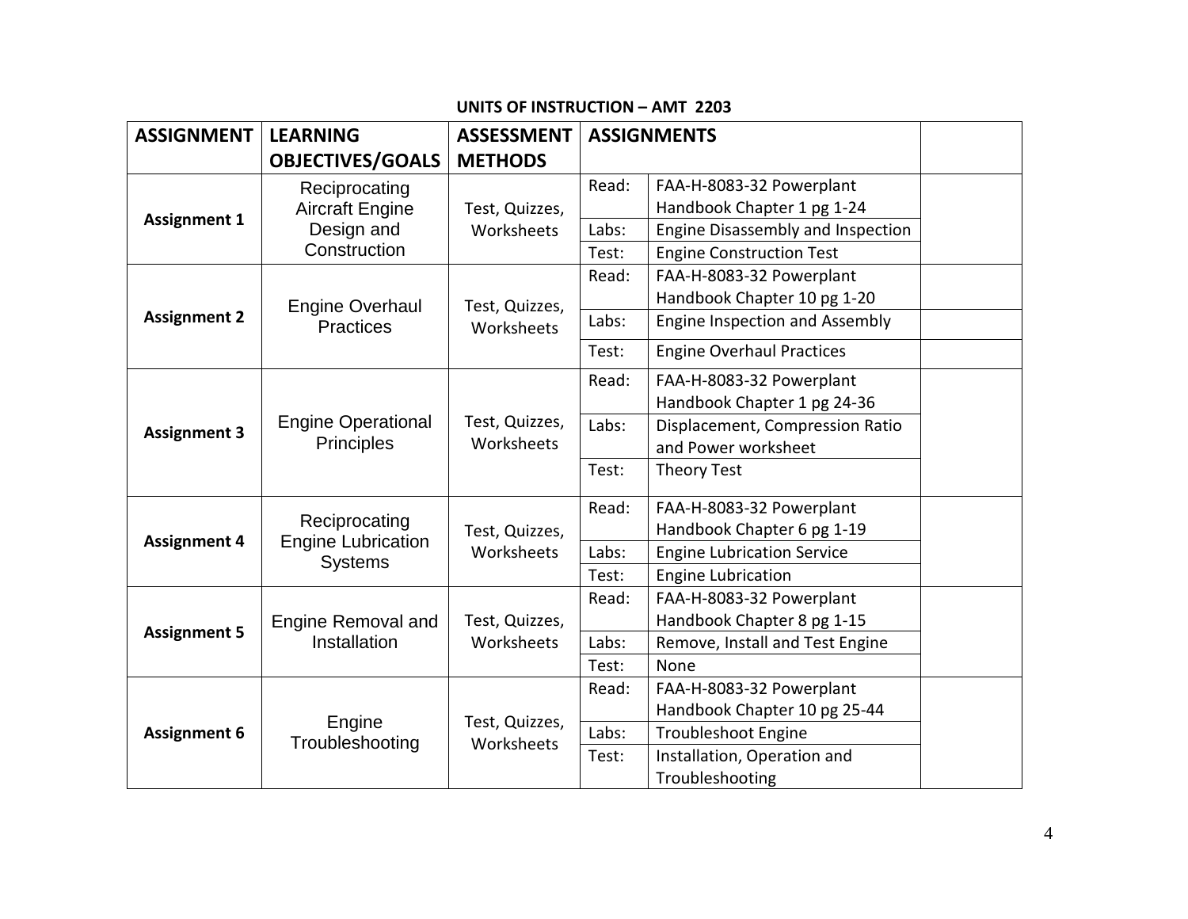**UNITS OF INSTRUCTION – AMT 2203**

| ASSIGNMENT | LEARNING OBJECTIVES/GOALS | ASSESSMENT METHODS | ASSIGNMENTS | | |
|---|---|---|---|---|---|
| **Assignment 1** | Reciprocating Aircraft Engine Design and Construction | Test, Quizzes, Worksheets | Read: | FAA-H-8083-32 Powerplant Handbook Chapter 1 pg 1-24 | |
| | | | Labs: | Engine Disassembly and Inspection | |
| | | | Test: | Engine Construction Test | |
| **Assignment 2** | Engine Overhaul Practices | Test, Quizzes, Worksheets | Read: | FAA-H-8083-32 Powerplant Handbook Chapter 10 pg 1-20 | |
| | | | Labs: | Engine Inspection and Assembly | |
| | | | Test: | Engine Overhaul Practices | |
| **Assignment 3** | Engine Operational Principles | Test, Quizzes, Worksheets | Read: | FAA-H-8083-32 Powerplant Handbook Chapter 1 pg 24-36 | |
| | | | Labs: | Displacement, Compression Ratio and Power worksheet | |
| | | | Test: | Theory Test | |
| **Assignment 4** | Reciprocating Engine Lubrication Systems | Test, Quizzes, Worksheets | Read: | FAA-H-8083-32 Powerplant Handbook Chapter 6 pg 1-19 | |
| | | | Labs: | Engine Lubrication Service | |
| | | | Test: | Engine Lubrication | |
| **Assignment 5** | Engine Removal and Installation | Test, Quizzes, Worksheets | Read: | FAA-H-8083-32 Powerplant Handbook Chapter 8 pg 1-15 | |
| | | | Labs: | Remove, Install and Test Engine | |
| | | | Test: | None | |
| **Assignment 6** | Engine Troubleshooting | Test, Quizzes, Worksheets | Read: | FAA-H-8083-32 Powerplant Handbook Chapter 10 pg 25-44 | |
| | | | Labs: | Troubleshoot Engine | |
| | | | Test: | Installation, Operation and Troubleshooting | |